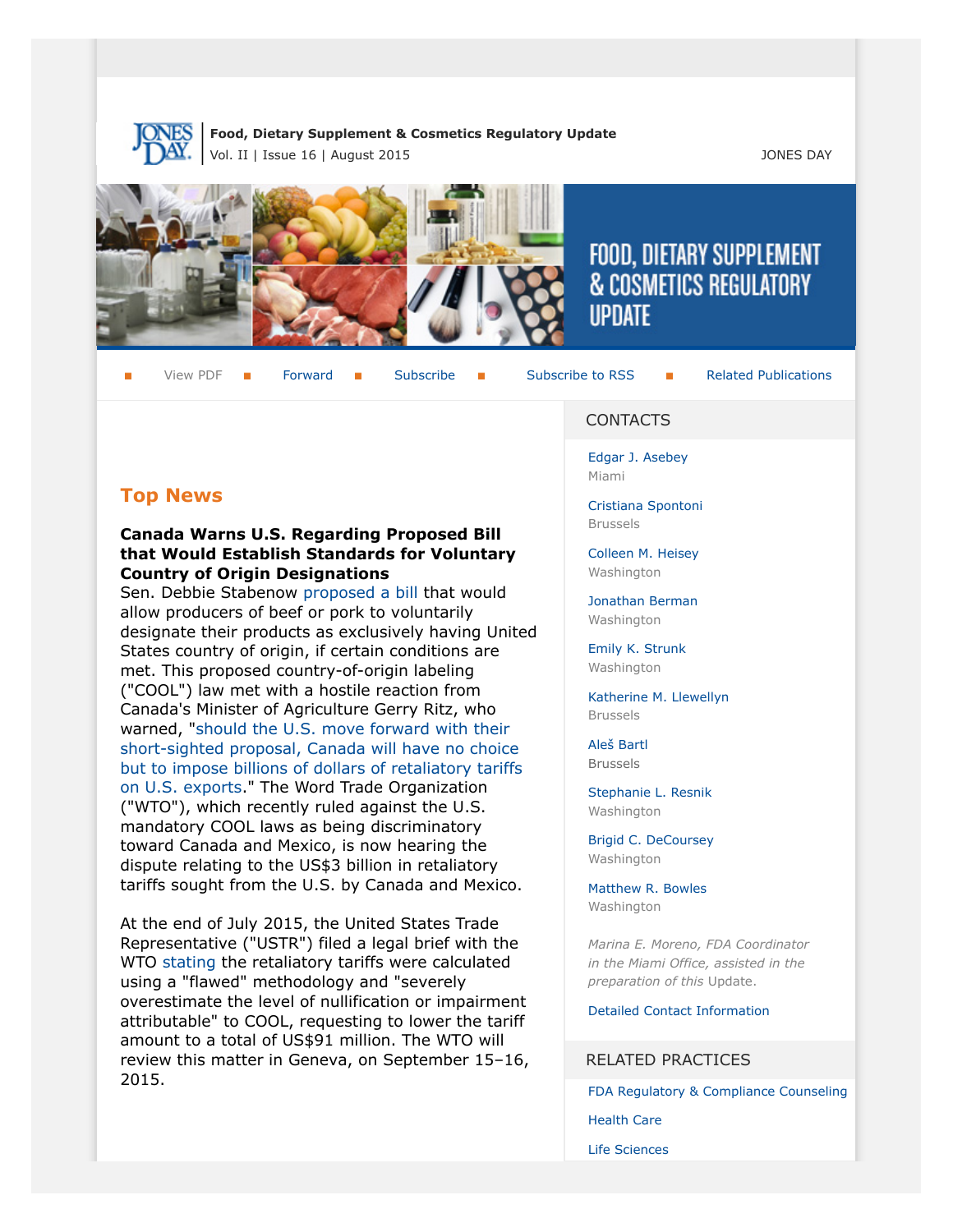**Food, Dietary Supplement & Cosmetics Regulatory Update**
Vol. II | Issue 16 | August 2015

JONES DAY

# FOOD, DIETARY SUPPLEMENT & COSMETICS REGULATORY UPDATE

View PDF | Forward | Subscribe | Subscribe to RSS | Related Publications

## Top News

**Canada Warns U.S. Regarding Proposed Bill that Would Establish Standards for Voluntary Country of Origin Designations**

Sen. Debbie Stabenow proposed a bill that would allow producers of beef or pork to voluntarily designate their products as exclusively having United States country of origin, if certain conditions are met. This proposed country-of-origin labeling ("COOL") law met with a hostile reaction from Canada's Minister of Agriculture Gerry Ritz, who warned, "should the U.S. move forward with their short-sighted proposal, Canada will have no choice but to impose billions of dollars of retaliatory tariffs on U.S. exports." The Word Trade Organization ("WTO"), which recently ruled against the U.S. mandatory COOL laws as being discriminatory toward Canada and Mexico, is now hearing the dispute relating to the US$3 billion in retaliatory tariffs sought from the U.S. by Canada and Mexico.

At the end of July 2015, the United States Trade Representative ("USTR") filed a legal brief with the WTO stating the retaliatory tariffs were calculated using a "flawed" methodology and "severely overestimate the level of nullification or impairment attributable" to COOL, requesting to lower the tariff amount to a total of US$91 million. The WTO will review this matter in Geneva, on September 15–16, 2015.

## CONTACTS

Edgar J. Asebey
Miami

Cristiana Spontoni
Brussels

Colleen M. Heisey
Washington

Jonathan Berman
Washington

Emily K. Strunk
Washington

Katherine M. Llewellyn
Brussels

Aleš Bartl
Brussels

Stephanie L. Resnik
Washington

Brigid C. DeCoursey
Washington

Matthew R. Bowles
Washington

*Marina E. Moreno, FDA Coordinator in the Miami Office, assisted in the preparation of this* Update.

Detailed Contact Information

## RELATED PRACTICES

FDA Regulatory & Compliance Counseling

Health Care

Life Sciences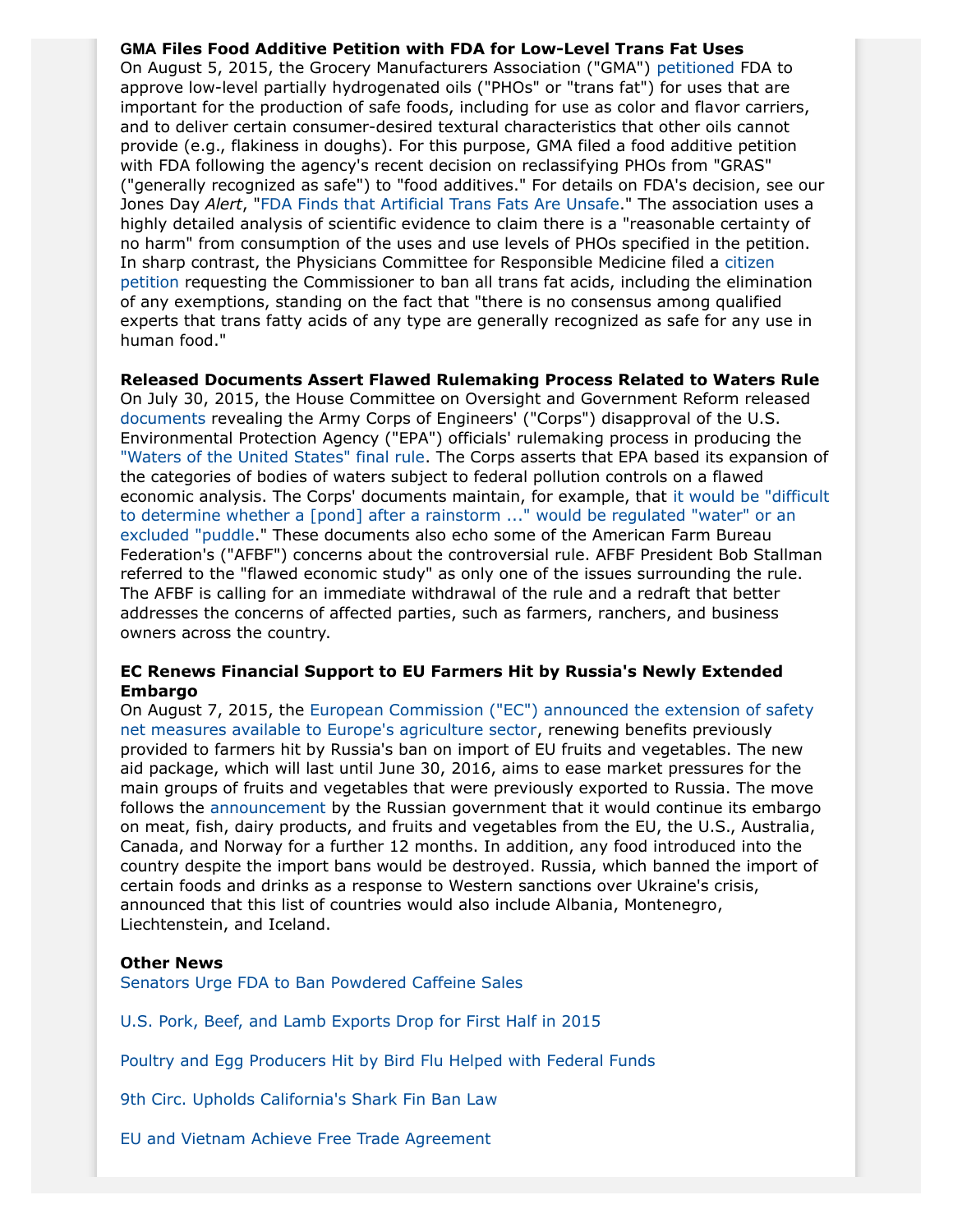**GMA Files Food Additive Petition with FDA for Low-Level Trans Fat Uses**

On August 5, 2015, the Grocery Manufacturers Association ("GMA") petitioned FDA to approve low-level partially hydrogenated oils ("PHOs" or "trans fat") for uses that are important for the production of safe foods, including for use as color and flavor carriers, and to deliver certain consumer-desired textural characteristics that other oils cannot provide (e.g., flakiness in doughs). For this purpose, GMA filed a food additive petition with FDA following the agency's recent decision on reclassifying PHOs from "GRAS" ("generally recognized as safe") to "food additives." For details on FDA's decision, see our Jones Day *Alert*, "FDA Finds that Artificial Trans Fats Are Unsafe." The association uses a highly detailed analysis of scientific evidence to claim there is a "reasonable certainty of no harm" from consumption of the uses and use levels of PHOs specified in the petition. In sharp contrast, the Physicians Committee for Responsible Medicine filed a citizen petition requesting the Commissioner to ban all trans fat acids, including the elimination of any exemptions, standing on the fact that "there is no consensus among qualified experts that trans fatty acids of any type are generally recognized as safe for any use in human food."

**Released Documents Assert Flawed Rulemaking Process Related to Waters Rule**

On July 30, 2015, the House Committee on Oversight and Government Reform released documents revealing the Army Corps of Engineers' ("Corps") disapproval of the U.S. Environmental Protection Agency ("EPA") officials' rulemaking process in producing the "Waters of the United States" final rule. The Corps asserts that EPA based its expansion of the categories of bodies of waters subject to federal pollution controls on a flawed economic analysis. The Corps' documents maintain, for example, that it would be "difficult to determine whether a [pond] after a rainstorm ..." would be regulated "water" or an excluded "puddle." These documents also echo some of the American Farm Bureau Federation's ("AFBF") concerns about the controversial rule. AFBF President Bob Stallman referred to the "flawed economic study" as only one of the issues surrounding the rule. The AFBF is calling for an immediate withdrawal of the rule and a redraft that better addresses the concerns of affected parties, such as farmers, ranchers, and business owners across the country.

**EC Renews Financial Support to EU Farmers Hit by Russia's Newly Extended Embargo**

On August 7, 2015, the European Commission ("EC") announced the extension of safety net measures available to Europe's agriculture sector, renewing benefits previously provided to farmers hit by Russia's ban on import of EU fruits and vegetables. The new aid package, which will last until June 30, 2016, aims to ease market pressures for the main groups of fruits and vegetables that were previously exported to Russia. The move follows the announcement by the Russian government that it would continue its embargo on meat, fish, dairy products, and fruits and vegetables from the EU, the U.S., Australia, Canada, and Norway for a further 12 months. In addition, any food introduced into the country despite the import bans would be destroyed. Russia, which banned the import of certain foods and drinks as a response to Western sanctions over Ukraine's crisis, announced that this list of countries would also include Albania, Montenegro, Liechtenstein, and Iceland.

**Other News**

Senators Urge FDA to Ban Powdered Caffeine Sales

U.S. Pork, Beef, and Lamb Exports Drop for First Half in 2015

Poultry and Egg Producers Hit by Bird Flu Helped with Federal Funds

9th Circ. Upholds California's Shark Fin Ban Law

EU and Vietnam Achieve Free Trade Agreement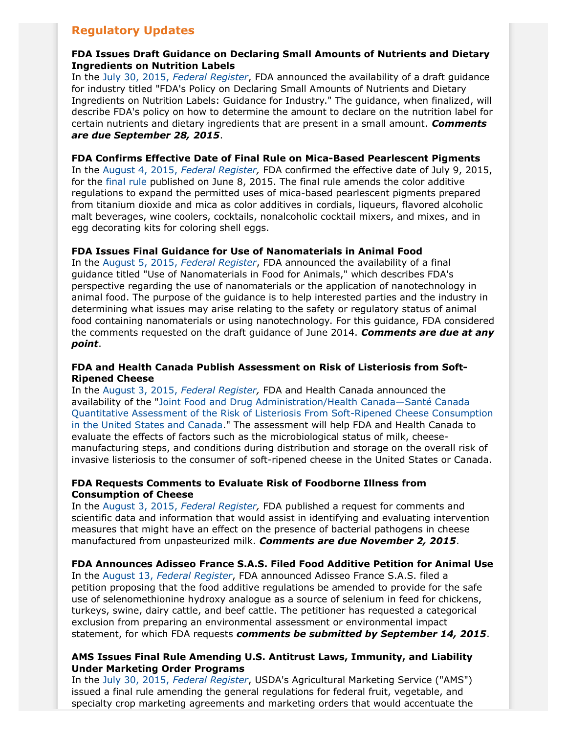## Regulatory Updates

**FDA Issues Draft Guidance on Declaring Small Amounts of Nutrients and Dietary Ingredients on Nutrition Labels**
In the July 30, 2015, *Federal Register*, FDA announced the availability of a draft guidance for industry titled "FDA's Policy on Declaring Small Amounts of Nutrients and Dietary Ingredients on Nutrition Labels: Guidance for Industry." The guidance, when finalized, will describe FDA's policy on how to determine the amount to declare on the nutrition label for certain nutrients and dietary ingredients that are present in a small amount. ***Comments are due September 28, 2015***.

**FDA Confirms Effective Date of Final Rule on Mica-Based Pearlescent Pigments**
In the August 4, 2015, *Federal Register,* FDA confirmed the effective date of July 9, 2015, for the final rule published on June 8, 2015. The final rule amends the color additive regulations to expand the permitted uses of mica-based pearlescent pigments prepared from titanium dioxide and mica as color additives in cordials, liqueurs, flavored alcoholic malt beverages, wine coolers, cocktails, nonalcoholic cocktail mixers, and mixes, and in egg decorating kits for coloring shell eggs.

**FDA Issues Final Guidance for Use of Nanomaterials in Animal Food**
In the August 5, 2015, *Federal Register*, FDA announced the availability of a final guidance titled "Use of Nanomaterials in Food for Animals," which describes FDA's perspective regarding the use of nanomaterials or the application of nanotechnology in animal food. The purpose of the guidance is to help interested parties and the industry in determining what issues may arise relating to the safety or regulatory status of animal food containing nanomaterials or using nanotechnology. For this guidance, FDA considered the comments requested on the draft guidance of June 2014. ***Comments are due at any point***.

**FDA and Health Canada Publish Assessment on Risk of Listeriosis from Soft-Ripened Cheese**
In the August 3, 2015, *Federal Register,* FDA and Health Canada announced the availability of the "Joint Food and Drug Administration/Health Canada—Santé Canada Quantitative Assessment of the Risk of Listeriosis From Soft-Ripened Cheese Consumption in the United States and Canada." The assessment will help FDA and Health Canada to evaluate the effects of factors such as the microbiological status of milk, cheese-manufacturing steps, and conditions during distribution and storage on the overall risk of invasive listeriosis to the consumer of soft-ripened cheese in the United States or Canada.

**FDA Requests Comments to Evaluate Risk of Foodborne Illness from Consumption of Cheese**
In the August 3, 2015, *Federal Register,* FDA published a request for comments and scientific data and information that would assist in identifying and evaluating intervention measures that might have an effect on the presence of bacterial pathogens in cheese manufactured from unpasteurized milk. ***Comments are due November 2, 2015***.

**FDA Announces Adisseo France S.A.S. Filed Food Additive Petition for Animal Use**
In the August 13, *Federal Register*, FDA announced Adisseo France S.A.S. filed a petition proposing that the food additive regulations be amended to provide for the safe use of selenomethionine hydroxy analogue as a source of selenium in feed for chickens, turkeys, swine, dairy cattle, and beef cattle. The petitioner has requested a categorical exclusion from preparing an environmental assessment or environmental impact statement, for which FDA requests ***comments be submitted by September 14, 2015***.

**AMS Issues Final Rule Amending U.S. Antitrust Laws, Immunity, and Liability Under Marketing Order Programs**
In the July 30, 2015, *Federal Register*, USDA's Agricultural Marketing Service ("AMS") issued a final rule amending the general regulations for federal fruit, vegetable, and specialty crop marketing agreements and marketing orders that would accentuate the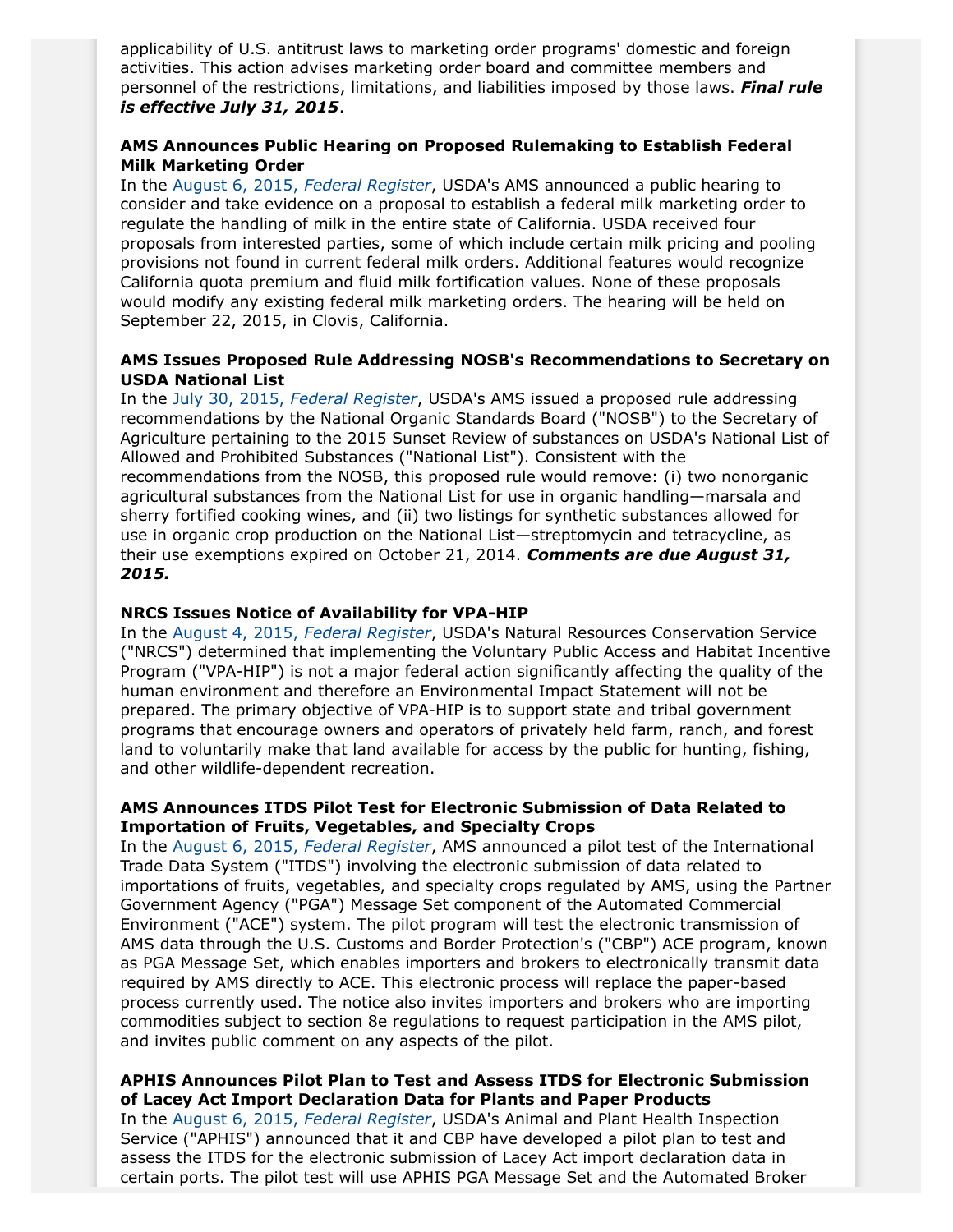applicability of U.S. antitrust laws to marketing order programs' domestic and foreign activities. This action advises marketing order board and committee members and personnel of the restrictions, limitations, and liabilities imposed by those laws. ***Final rule is effective July 31, 2015***.

**AMS Announces Public Hearing on Proposed Rulemaking to Establish Federal Milk Marketing Order**

In the August 6, 2015, *Federal Register*, USDA's AMS announced a public hearing to consider and take evidence on a proposal to establish a federal milk marketing order to regulate the handling of milk in the entire state of California. USDA received four proposals from interested parties, some of which include certain milk pricing and pooling provisions not found in current federal milk orders. Additional features would recognize California quota premium and fluid milk fortification values. None of these proposals would modify any existing federal milk marketing orders. The hearing will be held on September 22, 2015, in Clovis, California.

**AMS Issues Proposed Rule Addressing NOSB's Recommendations to Secretary on USDA National List**

In the July 30, 2015, *Federal Register*, USDA's AMS issued a proposed rule addressing recommendations by the National Organic Standards Board ("NOSB") to the Secretary of Agriculture pertaining to the 2015 Sunset Review of substances on USDA's National List of Allowed and Prohibited Substances ("National List"). Consistent with the recommendations from the NOSB, this proposed rule would remove: (i) two nonorganic agricultural substances from the National List for use in organic handling—marsala and sherry fortified cooking wines, and (ii) two listings for synthetic substances allowed for use in organic crop production on the National List—streptomycin and tetracycline, as their use exemptions expired on October 21, 2014. ***Comments are due August 31, 2015.***

**NRCS Issues Notice of Availability for VPA-HIP**

In the August 4, 2015, *Federal Register*, USDA's Natural Resources Conservation Service ("NRCS") determined that implementing the Voluntary Public Access and Habitat Incentive Program ("VPA-HIP") is not a major federal action significantly affecting the quality of the human environment and therefore an Environmental Impact Statement will not be prepared. The primary objective of VPA-HIP is to support state and tribal government programs that encourage owners and operators of privately held farm, ranch, and forest land to voluntarily make that land available for access by the public for hunting, fishing, and other wildlife-dependent recreation.

**AMS Announces ITDS Pilot Test for Electronic Submission of Data Related to Importation of Fruits, Vegetables, and Specialty Crops**

In the August 6, 2015, *Federal Register*, AMS announced a pilot test of the International Trade Data System ("ITDS") involving the electronic submission of data related to importations of fruits, vegetables, and specialty crops regulated by AMS, using the Partner Government Agency ("PGA") Message Set component of the Automated Commercial Environment ("ACE") system. The pilot program will test the electronic transmission of AMS data through the U.S. Customs and Border Protection's ("CBP") ACE program, known as PGA Message Set, which enables importers and brokers to electronically transmit data required by AMS directly to ACE. This electronic process will replace the paper-based process currently used. The notice also invites importers and brokers who are importing commodities subject to section 8e regulations to request participation in the AMS pilot, and invites public comment on any aspects of the pilot.

**APHIS Announces Pilot Plan to Test and Assess ITDS for Electronic Submission of Lacey Act Import Declaration Data for Plants and Paper Products**

In the August 6, 2015, *Federal Register*, USDA's Animal and Plant Health Inspection Service ("APHIS") announced that it and CBP have developed a pilot plan to test and assess the ITDS for the electronic submission of Lacey Act import declaration data in certain ports. The pilot test will use APHIS PGA Message Set and the Automated Broker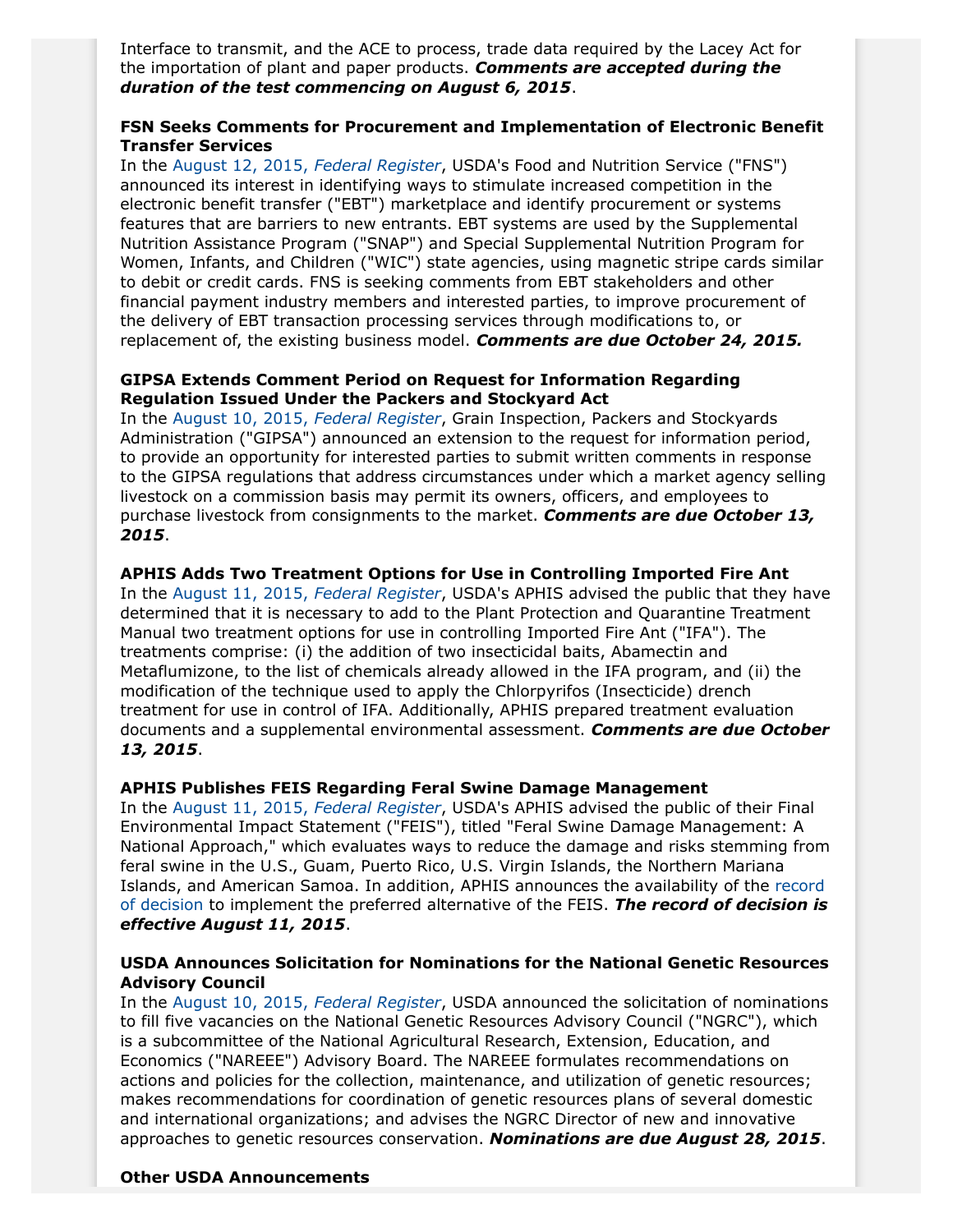Interface to transmit, and the ACE to process, trade data required by the Lacey Act for the importation of plant and paper products. ***Comments are accepted during the duration of the test commencing on August 6, 2015***.

#### FSN Seeks Comments for Procurement and Implementation of Electronic Benefit Transfer Services

In the August 12, 2015, *Federal Register*, USDA's Food and Nutrition Service ("FNS") announced its interest in identifying ways to stimulate increased competition in the electronic benefit transfer ("EBT") marketplace and identify procurement or systems features that are barriers to new entrants. EBT systems are used by the Supplemental Nutrition Assistance Program ("SNAP") and Special Supplemental Nutrition Program for Women, Infants, and Children ("WIC") state agencies, using magnetic stripe cards similar to debit or credit cards. FNS is seeking comments from EBT stakeholders and other financial payment industry members and interested parties, to improve procurement of the delivery of EBT transaction processing services through modifications to, or replacement of, the existing business model. ***Comments are due October 24, 2015.***

#### GIPSA Extends Comment Period on Request for Information Regarding Regulation Issued Under the Packers and Stockyard Act

In the August 10, 2015, *Federal Register*, Grain Inspection, Packers and Stockyards Administration ("GIPSA") announced an extension to the request for information period, to provide an opportunity for interested parties to submit written comments in response to the GIPSA regulations that address circumstances under which a market agency selling livestock on a commission basis may permit its owners, officers, and employees to purchase livestock from consignments to the market. ***Comments are due October 13, 2015***.

#### APHIS Adds Two Treatment Options for Use in Controlling Imported Fire Ant

In the August 11, 2015, *Federal Register*, USDA's APHIS advised the public that they have determined that it is necessary to add to the Plant Protection and Quarantine Treatment Manual two treatment options for use in controlling Imported Fire Ant ("IFA"). The treatments comprise: (i) the addition of two insecticidal baits, Abamectin and Metaflumizone, to the list of chemicals already allowed in the IFA program, and (ii) the modification of the technique used to apply the Chlorpyrifos (Insecticide) drench treatment for use in control of IFA. Additionally, APHIS prepared treatment evaluation documents and a supplemental environmental assessment. ***Comments are due October 13, 2015***.

#### APHIS Publishes FEIS Regarding Feral Swine Damage Management

In the August 11, 2015, *Federal Register*, USDA's APHIS advised the public of their Final Environmental Impact Statement ("FEIS"), titled "Feral Swine Damage Management: A National Approach," which evaluates ways to reduce the damage and risks stemming from feral swine in the U.S., Guam, Puerto Rico, U.S. Virgin Islands, the Northern Mariana Islands, and American Samoa. In addition, APHIS announces the availability of the record of decision to implement the preferred alternative of the FEIS. ***The record of decision is effective August 11, 2015***.

#### USDA Announces Solicitation for Nominations for the National Genetic Resources Advisory Council

In the August 10, 2015, *Federal Register*, USDA announced the solicitation of nominations to fill five vacancies on the National Genetic Resources Advisory Council ("NGRC"), which is a subcommittee of the National Agricultural Research, Extension, Education, and Economics ("NAREEE") Advisory Board. The NAREEE formulates recommendations on actions and policies for the collection, maintenance, and utilization of genetic resources; makes recommendations for coordination of genetic resources plans of several domestic and international organizations; and advises the NGRC Director of new and innovative approaches to genetic resources conservation. ***Nominations are due August 28, 2015***.

#### Other USDA Announcements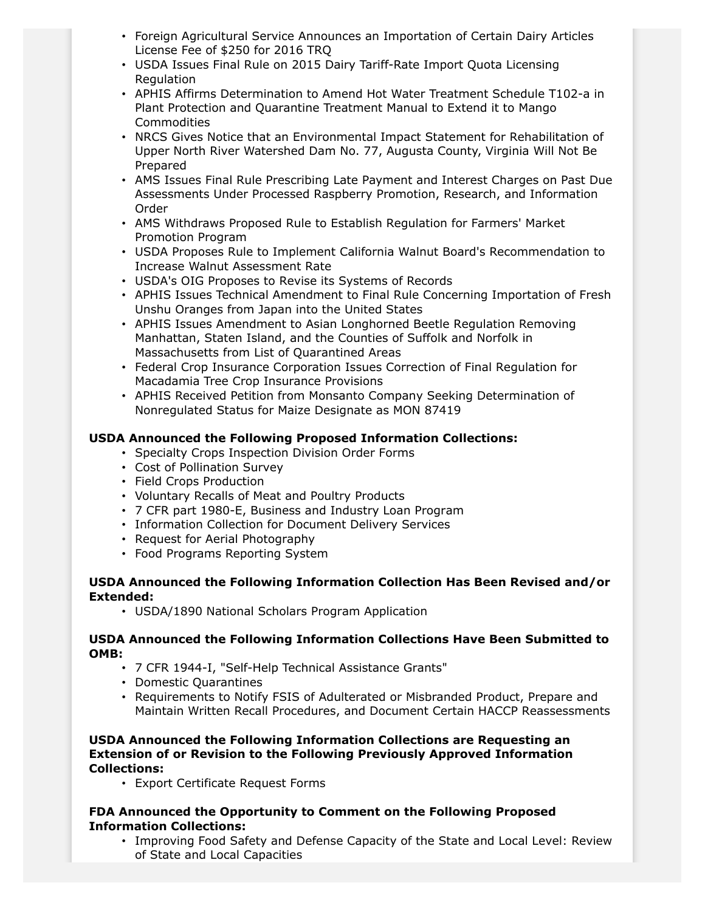- Foreign Agricultural Service Announces an Importation of Certain Dairy Articles License Fee of $250 for 2016 TRQ
- USDA Issues Final Rule on 2015 Dairy Tariff-Rate Import Quota Licensing Regulation
- APHIS Affirms Determination to Amend Hot Water Treatment Schedule T102-a in Plant Protection and Quarantine Treatment Manual to Extend it to Mango Commodities
- NRCS Gives Notice that an Environmental Impact Statement for Rehabilitation of Upper North River Watershed Dam No. 77, Augusta County, Virginia Will Not Be Prepared
- AMS Issues Final Rule Prescribing Late Payment and Interest Charges on Past Due Assessments Under Processed Raspberry Promotion, Research, and Information Order
- AMS Withdraws Proposed Rule to Establish Regulation for Farmers' Market Promotion Program
- USDA Proposes Rule to Implement California Walnut Board's Recommendation to Increase Walnut Assessment Rate
- USDA's OIG Proposes to Revise its Systems of Records
- APHIS Issues Technical Amendment to Final Rule Concerning Importation of Fresh Unshu Oranges from Japan into the United States
- APHIS Issues Amendment to Asian Longhorned Beetle Regulation Removing Manhattan, Staten Island, and the Counties of Suffolk and Norfolk in Massachusetts from List of Quarantined Areas
- Federal Crop Insurance Corporation Issues Correction of Final Regulation for Macadamia Tree Crop Insurance Provisions
- APHIS Received Petition from Monsanto Company Seeking Determination of Nonregulated Status for Maize Designate as MON 87419

**USDA Announced the Following Proposed Information Collections:**

- Specialty Crops Inspection Division Order Forms
- Cost of Pollination Survey
- Field Crops Production
- Voluntary Recalls of Meat and Poultry Products
- 7 CFR part 1980-E, Business and Industry Loan Program
- Information Collection for Document Delivery Services
- Request for Aerial Photography
- Food Programs Reporting System

**USDA Announced the Following Information Collection Has Been Revised and/or Extended:**

- USDA/1890 National Scholars Program Application

**USDA Announced the Following Information Collections Have Been Submitted to OMB:**

- 7 CFR 1944-I, "Self-Help Technical Assistance Grants"
- Domestic Quarantines
- Requirements to Notify FSIS of Adulterated or Misbranded Product, Prepare and Maintain Written Recall Procedures, and Document Certain HACCP Reassessments

**USDA Announced the Following Information Collections are Requesting an Extension of or Revision to the Following Previously Approved Information Collections:**

- Export Certificate Request Forms

**FDA Announced the Opportunity to Comment on the Following Proposed Information Collections:**

- Improving Food Safety and Defense Capacity of the State and Local Level: Review of State and Local Capacities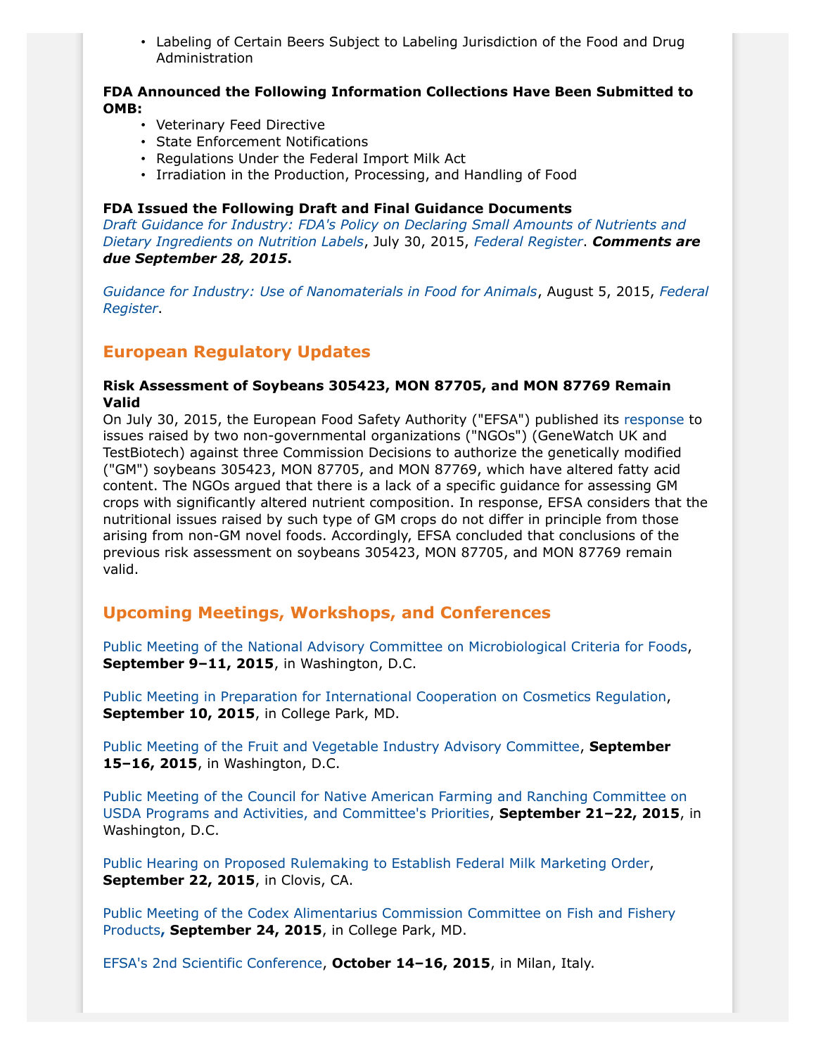- Labeling of Certain Beers Subject to Labeling Jurisdiction of the Food and Drug Administration

**FDA Announced the Following Information Collections Have Been Submitted to OMB:**

- Veterinary Feed Directive
- State Enforcement Notifications
- Regulations Under the Federal Import Milk Act
- Irradiation in the Production, Processing, and Handling of Food

**FDA Issued the Following Draft and Final Guidance Documents**

*Draft Guidance for Industry: FDA's Policy on Declaring Small Amounts of Nutrients and Dietary Ingredients on Nutrition Labels*, July 30, 2015, *Federal Register*. ***Comments are due September 28, 2015*.**

*Guidance for Industry: Use of Nanomaterials in Food for Animals*, August 5, 2015, *Federal Register*.

## European Regulatory Updates

**Risk Assessment of Soybeans 305423, MON 87705, and MON 87769 Remain Valid**

On July 30, 2015, the European Food Safety Authority ("EFSA") published its response to issues raised by two non-governmental organizations ("NGOs") (GeneWatch UK and TestBiotech) against three Commission Decisions to authorize the genetically modified ("GM") soybeans 305423, MON 87705, and MON 87769, which have altered fatty acid content. The NGOs argued that there is a lack of a specific guidance for assessing GM crops with significantly altered nutrient composition. In response, EFSA considers that the nutritional issues raised by such type of GM crops do not differ in principle from those arising from non-GM novel foods. Accordingly, EFSA concluded that conclusions of the previous risk assessment on soybeans 305423, MON 87705, and MON 87769 remain valid.

## Upcoming Meetings, Workshops, and Conferences

Public Meeting of the National Advisory Committee on Microbiological Criteria for Foods, **September 9–11, 2015**, in Washington, D.C.

Public Meeting in Preparation for International Cooperation on Cosmetics Regulation, **September 10, 2015**, in College Park, MD.

Public Meeting of the Fruit and Vegetable Industry Advisory Committee, **September 15–16, 2015**, in Washington, D.C.

Public Meeting of the Council for Native American Farming and Ranching Committee on USDA Programs and Activities, and Committee's Priorities, **September 21–22, 2015**, in Washington, D.C.

Public Hearing on Proposed Rulemaking to Establish Federal Milk Marketing Order, **September 22, 2015**, in Clovis, CA.

Public Meeting of the Codex Alimentarius Commission Committee on Fish and Fishery Products**, September 24, 2015**, in College Park, MD.

EFSA's 2nd Scientific Conference, **October 14–16, 2015**, in Milan, Italy.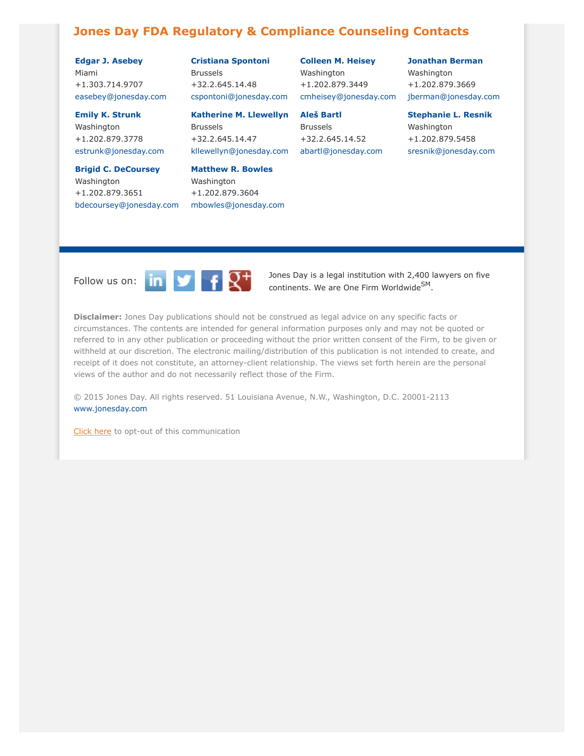## Jones Day FDA Regulatory & Compliance Counseling Contacts

**Edgar J. Asebey**
Miami
+1.303.714.9707
easebey@jonesday.com

**Cristiana Spontoni**
Brussels
+32.2.645.14.48
cspontoni@jonesday.com

**Colleen M. Heisey**
Washington
+1.202.879.3449
cmheisey@jonesday.com

**Jonathan Berman**
Washington
+1.202.879.3669
jberman@jonesday.com

**Emily K. Strunk**
Washington
+1.202.879.3778
estrunk@jonesday.com

**Katherine M. Llewellyn**
Brussels
+32.2.645.14.47
kllewellyn@jonesday.com

**Aleš Bartl**
Brussels
+32.2.645.14.52
abartl@jonesday.com

**Stephanie L. Resnik**
Washington
+1.202.879.5458
sresnik@jonesday.com

**Brigid C. DeCoursey**
Washington
+1.202.879.3651
bdecoursey@jonesday.com

**Matthew R. Bowles**
Washington
+1.202.879.3604
mbowles@jonesday.com

---

Follow us on:

Jones Day is a legal institution with 2,400 lawyers on five continents. We are One Firm Worldwide[SM].

**Disclaimer:** Jones Day publications should not be construed as legal advice on any specific facts or circumstances. The contents are intended for general information purposes only and may not be quoted or referred to in any other publication or proceeding without the prior written consent of the Firm, to be given or withheld at our discretion. The electronic mailing/distribution of this publication is not intended to create, and receipt of it does not constitute, an attorney-client relationship. The views set forth herein are the personal views of the author and do not necessarily reflect those of the Firm.

© 2015 Jones Day. All rights reserved. 51 Louisiana Avenue, N.W., Washington, D.C. 20001-2113
www.jonesday.com

Click here to opt-out of this communication